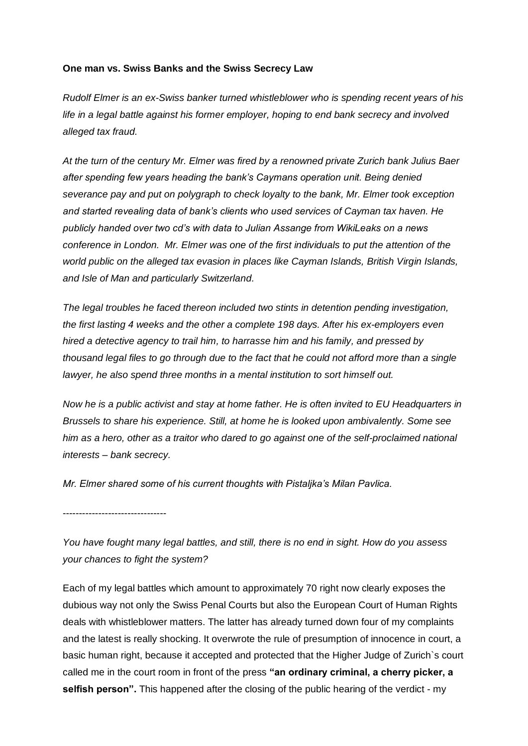**One man vs. Swiss Banks and the Swiss Secrecy Law**

*Rudolf Elmer is an ex-Swiss banker turned whistleblower who is spending recent years of his life in a legal battle against his former employer, hoping to end bank secrecy and involved alleged tax fraud.*

*At the turn of the century Mr. Elmer was fired by a renowned private Zurich bank Julius Baer after spending few years heading the bank's Caymans operation unit. Being denied severance pay and put on polygraph to check loyalty to the bank, Mr. Elmer took exception and started revealing data of bank's clients who used services of Cayman tax haven. He publicly handed over two cd's with data to Julian Assange from WikiLeaks on a news conference in London. Mr. Elmer was one of the first individuals to put the attention of the world public on the alleged tax evasion in places like Cayman Islands, British Virgin Islands, and Isle of Man and particularly Switzerland.*

*The legal troubles he faced thereon included two stints in detention pending investigation, the first lasting 4 weeks and the other a complete 198 days. After his ex-employers even hired a detective agency to trail him, to harrasse him and his family, and pressed by thousand legal files to go through due to the fact that he could not afford more than a single lawyer, he also spend three months in a mental institution to sort himself out.*

*Now he is a public activist and stay at home father. He is often invited to EU Headquarters in Brussels to share his experience. Still, at home he is looked upon ambivalently. Some see him as a hero, other as a traitor who dared to go against one of the self-proclaimed national interests – bank secrecy.*

*Mr. Elmer shared some of his current thoughts with Pistaljka's Milan Pavlica.*

--------------------------------

*You have fought many legal battles, and still, there is no end in sight. How do you assess your chances to fight the system?*

Each of my legal battles which amount to approximately 70 right now clearly exposes the dubious way not only the Swiss Penal Courts but also the European Court of Human Rights deals with whistleblower matters. The latter has already turned down four of my complaints and the latest is really shocking. It overwrote the rule of presumption of innocence in court, a basic human right, because it accepted and protected that the Higher Judge of Zurich`s court called me in the court room in front of the press **"an ordinary criminal, a cherry picker, a selfish person".** This happened after the closing of the public hearing of the verdict - my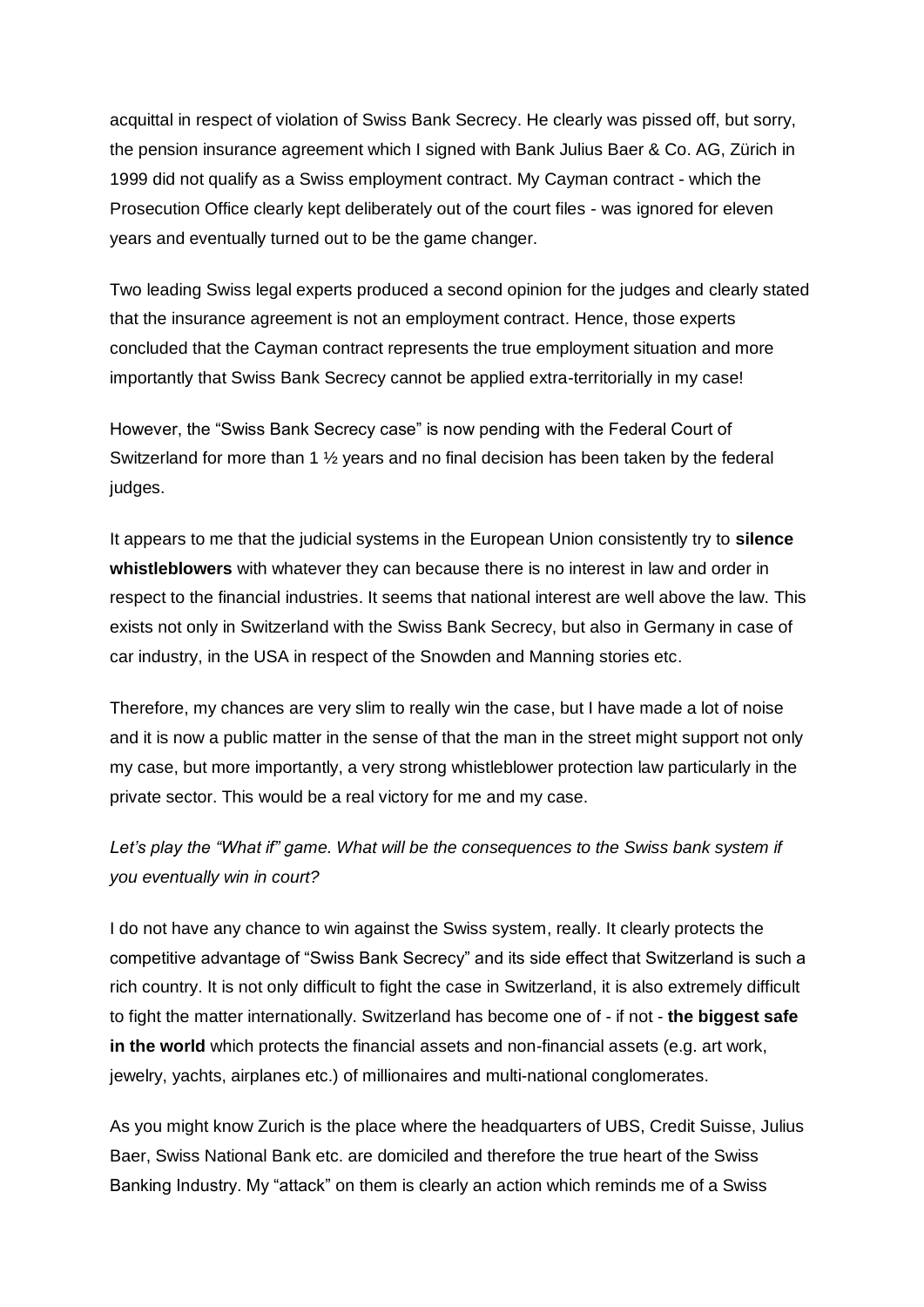acquittal in respect of violation of Swiss Bank Secrecy. He clearly was pissed off, but sorry, the pension insurance agreement which I signed with Bank Julius Baer & Co. AG, Zürich in 1999 did not qualify as a Swiss employment contract. My Cayman contract - which the Prosecution Office clearly kept deliberately out of the court files - was ignored for eleven years and eventually turned out to be the game changer.

Two leading Swiss legal experts produced a second opinion for the judges and clearly stated that the insurance agreement is not an employment contract. Hence, those experts concluded that the Cayman contract represents the true employment situation and more importantly that Swiss Bank Secrecy cannot be applied extra-territorially in my case!

However, the "Swiss Bank Secrecy case" is now pending with the Federal Court of Switzerland for more than 1 ½ years and no final decision has been taken by the federal judges.

It appears to me that the judicial systems in the European Union consistently try to **silence whistleblowers** with whatever they can because there is no interest in law and order in respect to the financial industries. It seems that national interest are well above the law. This exists not only in Switzerland with the Swiss Bank Secrecy, but also in Germany in case of car industry, in the USA in respect of the Snowden and Manning stories etc.

Therefore, my chances are very slim to really win the case, but I have made a lot of noise and it is now a public matter in the sense of that the man in the street might support not only my case, but more importantly, a very strong whistleblower protection law particularly in the private sector. This would be a real victory for me and my case.

*Let's play the "What if" game. What will be the consequences to the Swiss bank system if you eventually win in court?*

I do not have any chance to win against the Swiss system, really. It clearly protects the competitive advantage of "Swiss Bank Secrecy" and its side effect that Switzerland is such a rich country. It is not only difficult to fight the case in Switzerland, it is also extremely difficult to fight the matter internationally. Switzerland has become one of - if not - **the biggest safe in the world** which protects the financial assets and non-financial assets (e.g. art work, jewelry, yachts, airplanes etc.) of millionaires and multi-national conglomerates.

As you might know Zurich is the place where the headquarters of UBS, Credit Suisse, Julius Baer, Swiss National Bank etc. are domiciled and therefore the true heart of the Swiss Banking Industry. My "attack" on them is clearly an action which reminds me of a Swiss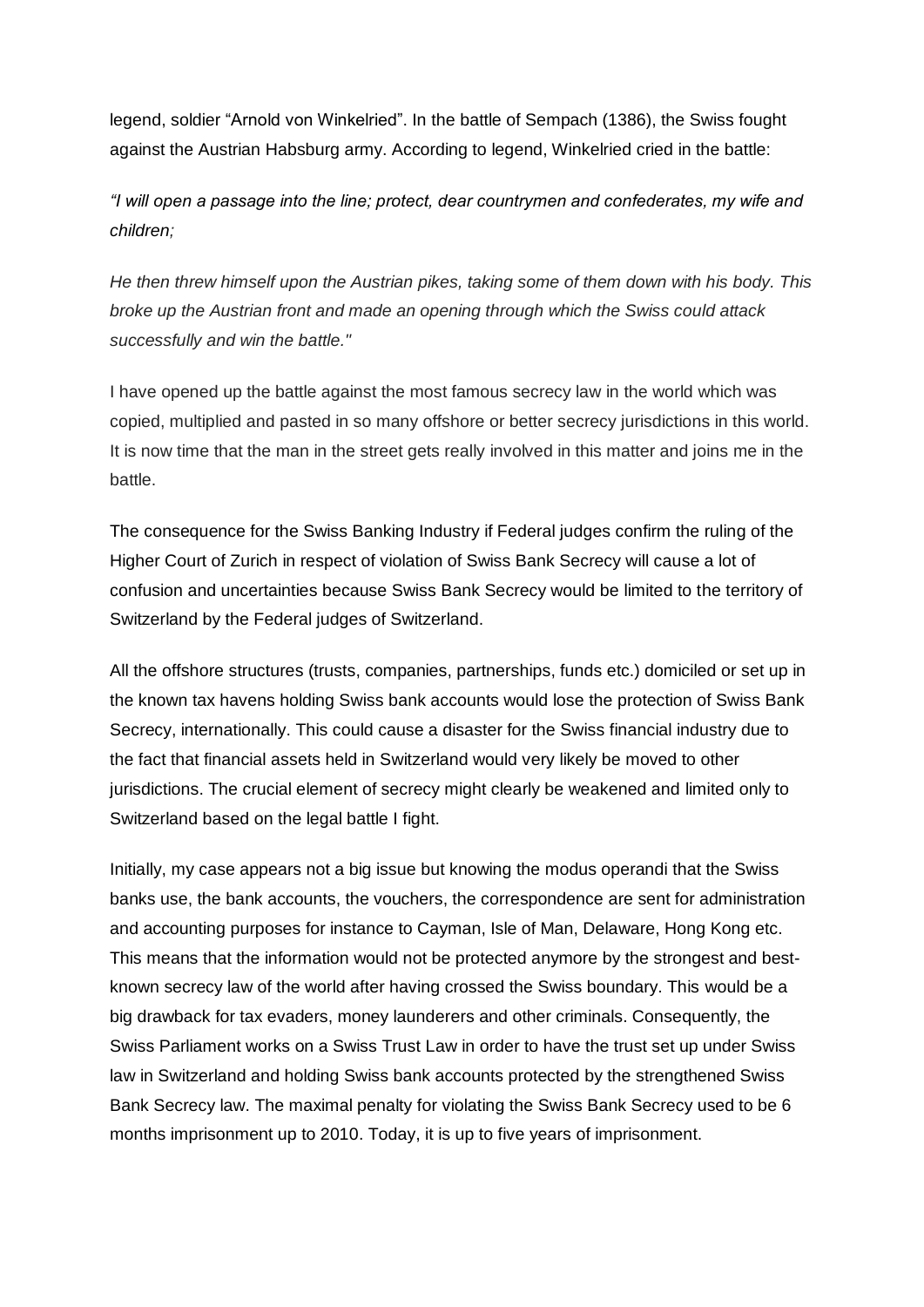legend, soldier “Arnold von Winkelried”. In the battle of Sempach (1386), the Swiss fought against the Austrian Habsburg army. According to legend, Winkelried cried in the battle:

*“I will open a passage into the line; protect, dear countrymen and confederates, my wife and children;*

*He then threw himself upon the Austrian pikes, taking some of them down with his body. This broke up the Austrian front and made an opening through which the Swiss could attack successfully and win the battle."*

I have opened up the battle against the most famous secrecy law in the world which was copied, multiplied and pasted in so many offshore or better secrecy jurisdictions in this world. It is now time that the man in the street gets really involved in this matter and joins me in the battle.

The consequence for the Swiss Banking Industry if Federal judges confirm the ruling of the Higher Court of Zurich in respect of violation of Swiss Bank Secrecy will cause a lot of confusion and uncertainties because Swiss Bank Secrecy would be limited to the territory of Switzerland by the Federal judges of Switzerland.

All the offshore structures (trusts, companies, partnerships, funds etc.) domiciled or set up in the known tax havens holding Swiss bank accounts would lose the protection of Swiss Bank Secrecy, internationally. This could cause a disaster for the Swiss financial industry due to the fact that financial assets held in Switzerland would very likely be moved to other jurisdictions. The crucial element of secrecy might clearly be weakened and limited only to Switzerland based on the legal battle I fight.

Initially, my case appears not a big issue but knowing the modus operandi that the Swiss banks use, the bank accounts, the vouchers, the correspondence are sent for administration and accounting purposes for instance to Cayman, Isle of Man, Delaware, Hong Kong etc. This means that the information would not be protected anymore by the strongest and best-known secrecy law of the world after having crossed the Swiss boundary. This would be a big drawback for tax evaders, money launderers and other criminals. Consequently, the Swiss Parliament works on a Swiss Trust Law in order to have the trust set up under Swiss law in Switzerland and holding Swiss bank accounts protected by the strengthened Swiss Bank Secrecy law. The maximal penalty for violating the Swiss Bank Secrecy used to be 6 months imprisonment up to 2010. Today, it is up to five years of imprisonment.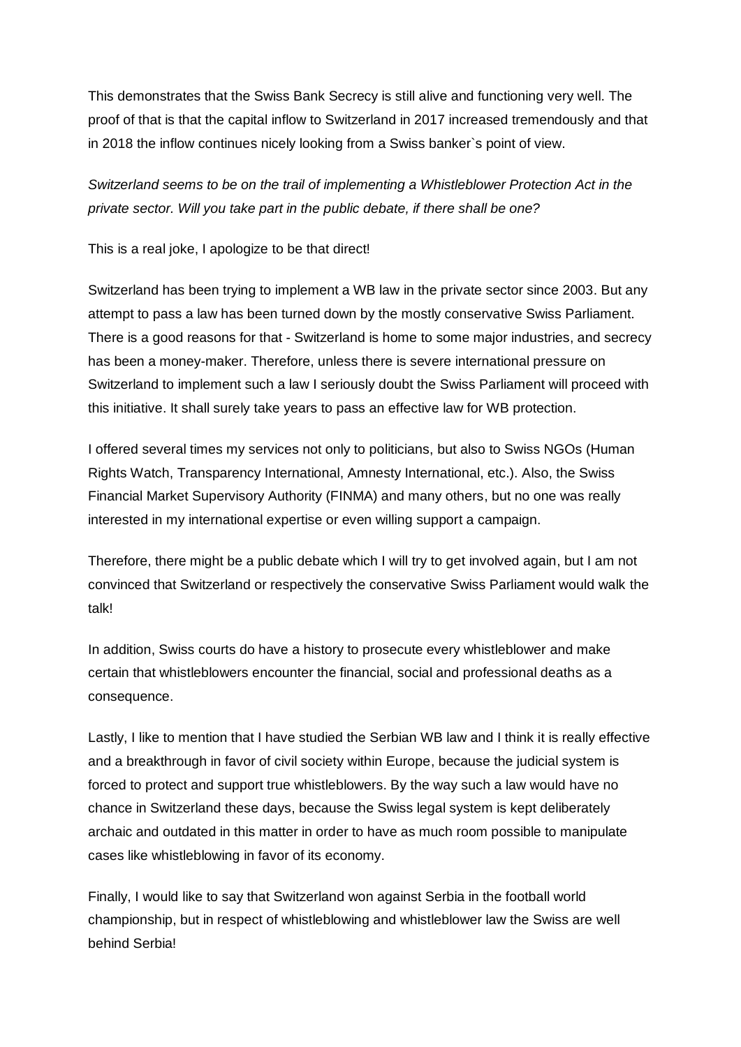This demonstrates that the Swiss Bank Secrecy is still alive and functioning very well. The proof of that is that the capital inflow to Switzerland in 2017 increased tremendously and that in 2018 the inflow continues nicely looking from a Swiss banker`s point of view.

*Switzerland seems to be on the trail of implementing a Whistleblower Protection Act in the private sector. Will you take part in the public debate, if there shall be one?*

This is a real joke, I apologize to be that direct!

Switzerland has been trying to implement a WB law in the private sector since 2003. But any attempt to pass a law has been turned down by the mostly conservative Swiss Parliament. There is a good reasons for that - Switzerland is home to some major industries, and secrecy has been a money-maker. Therefore, unless there is severe international pressure on Switzerland to implement such a law I seriously doubt the Swiss Parliament will proceed with this initiative. It shall surely take years to pass an effective law for WB protection.

I offered several times my services not only to politicians, but also to Swiss NGOs (Human Rights Watch, Transparency International, Amnesty International, etc.). Also, the Swiss Financial Market Supervisory Authority (FINMA) and many others, but no one was really interested in my international expertise or even willing support a campaign.

Therefore, there might be a public debate which I will try to get involved again, but I am not convinced that Switzerland or respectively the conservative Swiss Parliament would walk the talk!

In addition, Swiss courts do have a history to prosecute every whistleblower and make certain that whistleblowers encounter the financial, social and professional deaths as a consequence.

Lastly, I like to mention that I have studied the Serbian WB law and I think it is really effective and a breakthrough in favor of civil society within Europe, because the judicial system is forced to protect and support true whistleblowers. By the way such a law would have no chance in Switzerland these days, because the Swiss legal system is kept deliberately archaic and outdated in this matter in order to have as much room possible to manipulate cases like whistleblowing in favor of its economy.

Finally, I would like to say that Switzerland won against Serbia in the football world championship, but in respect of whistleblowing and whistleblower law the Swiss are well behind Serbia!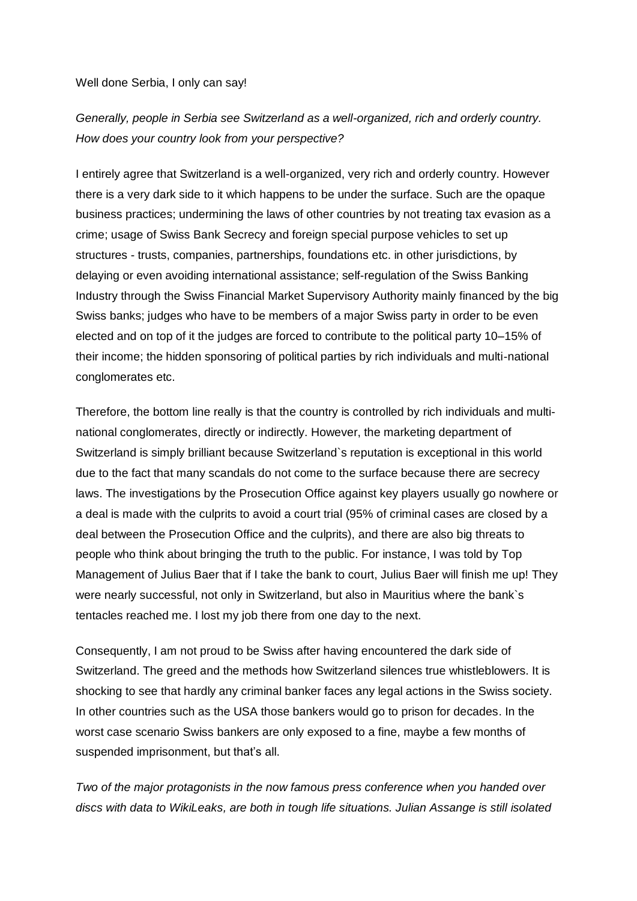Well done Serbia, I only can say!

*Generally, people in Serbia see Switzerland as a well-organized, rich and orderly country. How does your country look from your perspective?*

I entirely agree that Switzerland is a well-organized, very rich and orderly country. However there is a very dark side to it which happens to be under the surface. Such are the opaque business practices; undermining the laws of other countries by not treating tax evasion as a crime; usage of Swiss Bank Secrecy and foreign special purpose vehicles to set up structures - trusts, companies, partnerships, foundations etc. in other jurisdictions, by delaying or even avoiding international assistance; self-regulation of the Swiss Banking Industry through the Swiss Financial Market Supervisory Authority mainly financed by the big Swiss banks; judges who have to be members of a major Swiss party in order to be even elected and on top of it the judges are forced to contribute to the political party 10–15% of their income; the hidden sponsoring of political parties by rich individuals and multi-national conglomerates etc.

Therefore, the bottom line really is that the country is controlled by rich individuals and multi-national conglomerates, directly or indirectly. However, the marketing department of Switzerland is simply brilliant because Switzerland`s reputation is exceptional in this world due to the fact that many scandals do not come to the surface because there are secrecy laws. The investigations by the Prosecution Office against key players usually go nowhere or a deal is made with the culprits to avoid a court trial (95% of criminal cases are closed by a deal between the Prosecution Office and the culprits), and there are also big threats to people who think about bringing the truth to the public. For instance, I was told by Top Management of Julius Baer that if I take the bank to court, Julius Baer will finish me up! They were nearly successful, not only in Switzerland, but also in Mauritius where the bank`s tentacles reached me. I lost my job there from one day to the next.

Consequently, I am not proud to be Swiss after having encountered the dark side of Switzerland. The greed and the methods how Switzerland silences true whistleblowers. It is shocking to see that hardly any criminal banker faces any legal actions in the Swiss society. In other countries such as the USA those bankers would go to prison for decades. In the worst case scenario Swiss bankers are only exposed to a fine, maybe a few months of suspended imprisonment, but that's all.

*Two of the major protagonists in the now famous press conference when you handed over discs with data to WikiLeaks, are both in tough life situations. Julian Assange is still isolated*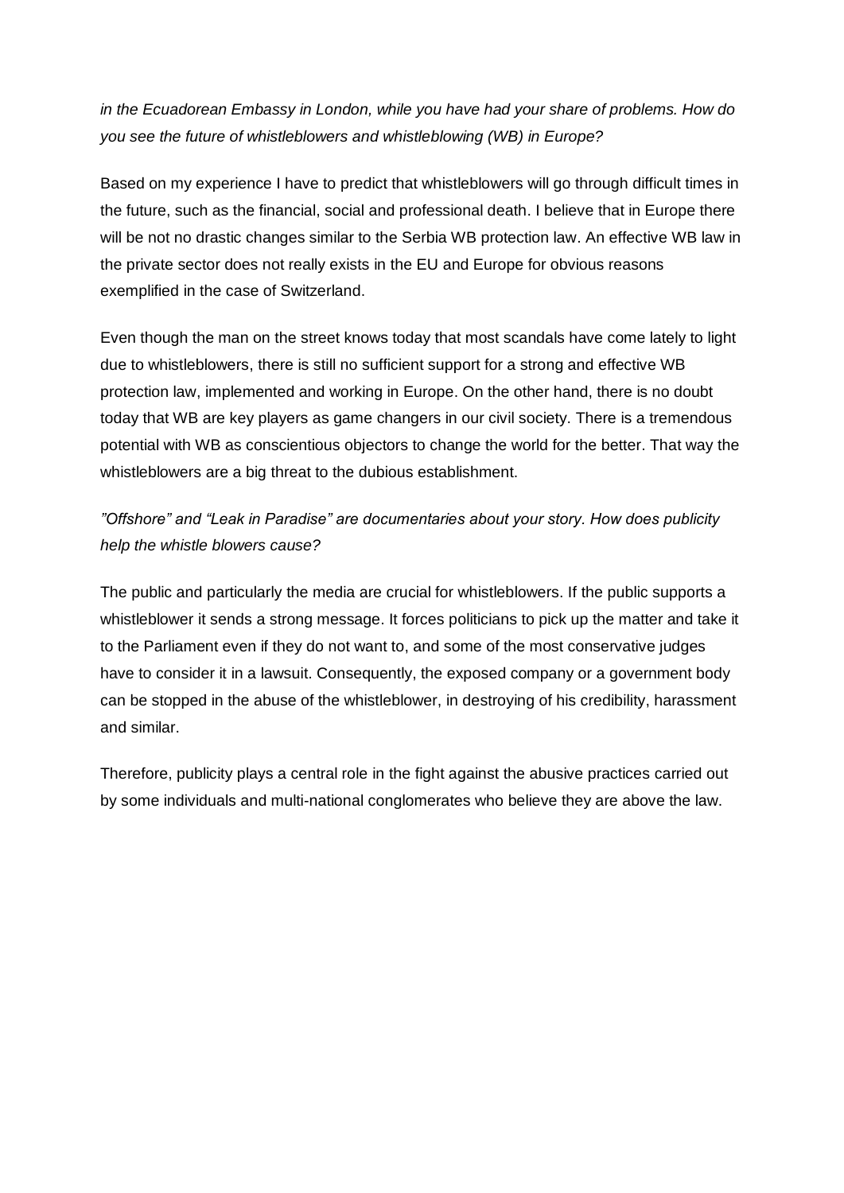*in the Ecuadorean Embassy in London, while you have had your share of problems. How do you see the future of whistleblowers and whistleblowing (WB) in Europe?*

Based on my experience I have to predict that whistleblowers will go through difficult times in the future, such as the financial, social and professional death. I believe that in Europe there will be not no drastic changes similar to the Serbia WB protection law. An effective WB law in the private sector does not really exists in the EU and Europe for obvious reasons exemplified in the case of Switzerland.

Even though the man on the street knows today that most scandals have come lately to light due to whistleblowers, there is still no sufficient support for a strong and effective WB protection law, implemented and working in Europe. On the other hand, there is no doubt today that WB are key players as game changers in our civil society. There is a tremendous potential with WB as conscientious objectors to change the world for the better. That way the whistleblowers are a big threat to the dubious establishment.

*"Offshore" and "Leak in Paradise" are documentaries about your story. How does publicity help the whistle blowers cause?*

The public and particularly the media are crucial for whistleblowers. If the public supports a whistleblower it sends a strong message. It forces politicians to pick up the matter and take it to the Parliament even if they do not want to, and some of the most conservative judges have to consider it in a lawsuit. Consequently, the exposed company or a government body can be stopped in the abuse of the whistleblower, in destroying of his credibility, harassment and similar.

Therefore, publicity plays a central role in the fight against the abusive practices carried out by some individuals and multi-national conglomerates who believe they are above the law.